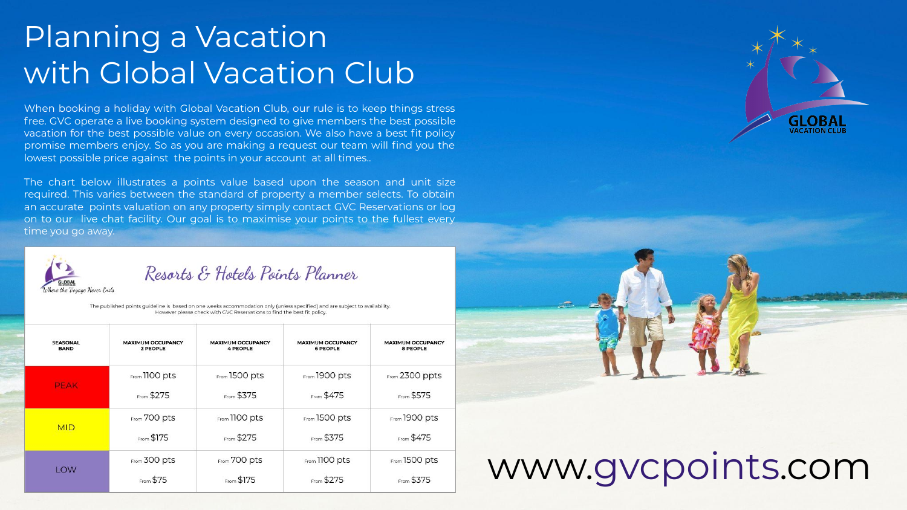# Planning a Vacation with Global Vacation Club

When booking a holiday with Global Vacation Club, our rule is to keep things stress free. GVC operate a live booking system designed to give members the best possible vacation for the best possible value on every occasion. We also have a best fit policy promise members enjoy. So as you are making a request our team will find you the lowest possible price against the points in your account at all times..

The chart below illustrates a points value based upon the season and unit size required. This varies between the standard of property a member selects. To obtain an accurate points valuation on any property simply contact GVC Reservations or log on to our live chat facility. Our goal is to maximise your points to the fullest every time you go away.

## Resorts & Hotels Points Planner

*Where the Voyage Never Ends*

The published points guideline is based on one weeks accommodation only (unless specified) and are subject to availability. However please check with GVC Reservations to find the best fit policy.

| SEASONAL BAND | MAXIMUM OCCUPANCY 2 PEOPLE | MAXIMUM OCCUPANCY 4 PEOPLE | MAXIMUM OCCUPANCY 6 PEOPLE | MAXIMUM OCCUPANCY 8 PEOPLE |
|---|---|---|---|---|
| PEAK | From 1100 pts<br>From $275 | From 1500 pts<br>From $375 | From 1900 pts<br>From $475 | From 2300 ppts<br>From $575 |
| MID | From 700 pts<br>From $175 | From 1100 pts<br>From $275 | From 1500 pts<br>From $375 | From 1900 pts<br>From $475 |
| LOW | From 300 pts<br>From $75 | From 700 pts<br>From $175 | From 1100 pts<br>From $275 | From 1500 pts<br>From $375 |

GLOBAL VACATION CLUB

www.gvcpoints.com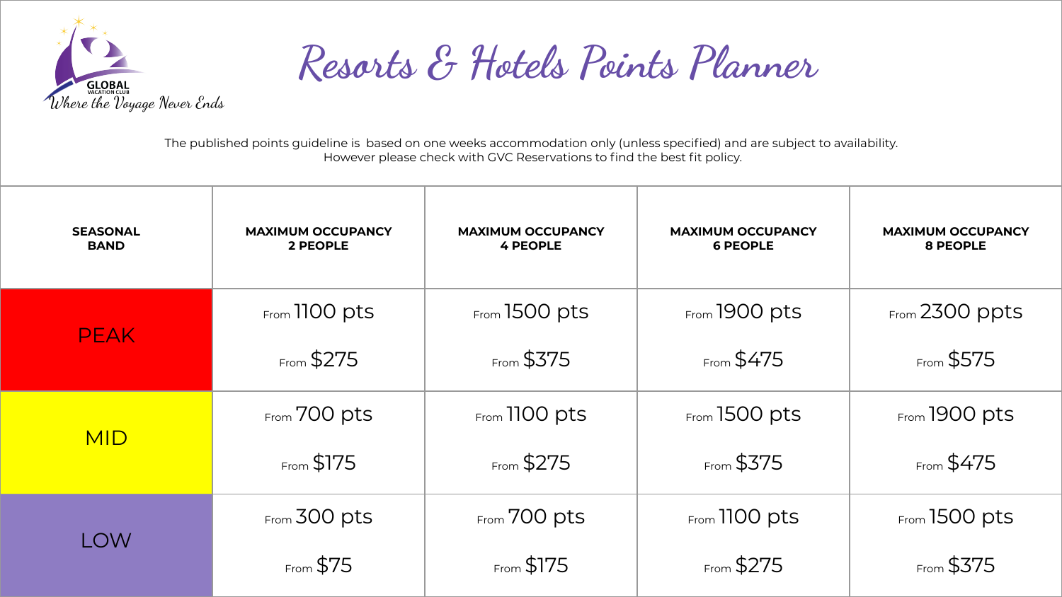GLOBAL
VACATION CLUB
*Where the Voyage Never Ends*

# *Resorts & Hotels Points Planner*

The published points guideline is based on one weeks accommodation only (unless specified) and are subject to availability.
However please check with GVC Reservations to find the best fit policy.

| SEASONAL BAND | MAXIMUM OCCUPANCY 2 PEOPLE | MAXIMUM OCCUPANCY 4 PEOPLE | MAXIMUM OCCUPANCY 6 PEOPLE | MAXIMUM OCCUPANCY 8 PEOPLE |
|---|---|---|---|---|
| PEAK | From 1100 pts<br>From $275 | From 1500 pts<br>From $375 | From 1900 pts<br>From $475 | From 2300 ppts<br>From $575 |
| MID | From 700 pts<br>From $175 | From 1100 pts<br>From $275 | From 1500 pts<br>From $375 | From 1900 pts<br>From $475 |
| LOW | From 300 pts<br>From $75 | From 700 pts<br>From $175 | From 1100 pts<br>From $275 | From 1500 pts<br>From $375 |